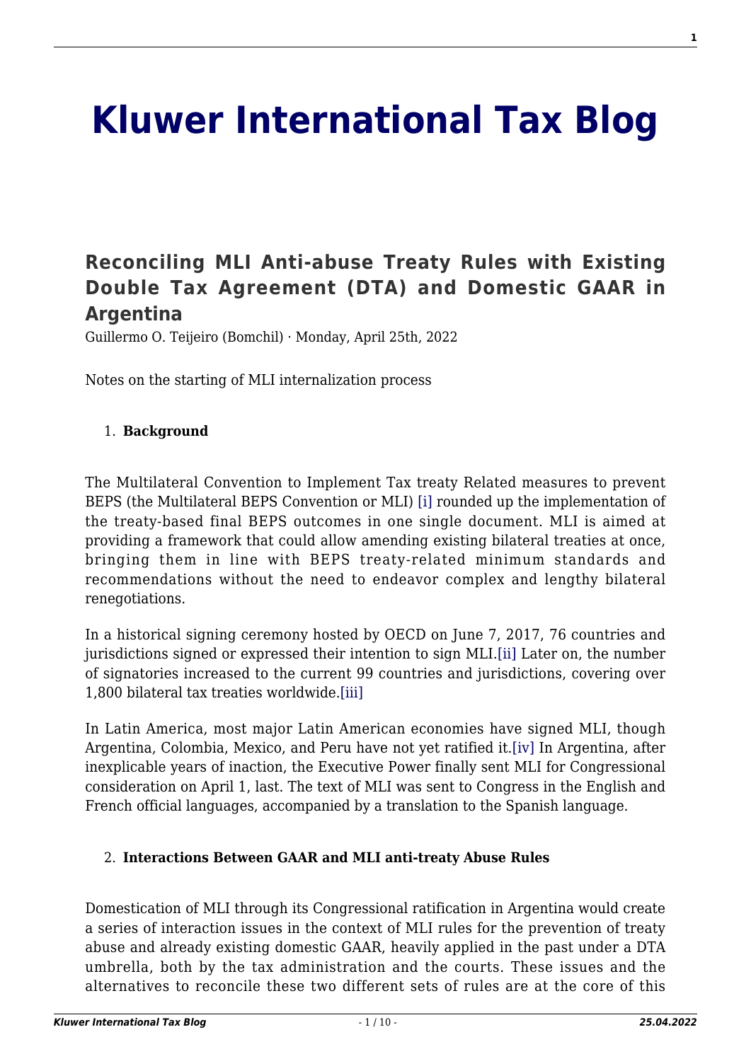# Kluwer International Tax Blog

## Reconciling MLI Anti-abuse Treaty Rules with Existing Double Tax Agreement (DTA) and Domestic GAAR in Argentina

Guillermo O. Teijeiro (Bomchil) · Monday, April 25th, 2022

Notes on the starting of MLI internalization process

1. **Background**

The Multilateral Convention to Implement Tax treaty Related measures to prevent BEPS (the Multilateral BEPS Convention or MLI) [i] rounded up the implementation of the treaty-based final BEPS outcomes in one single document. MLI is aimed at providing a framework that could allow amending existing bilateral treaties at once, bringing them in line with BEPS treaty-related minimum standards and recommendations without the need to endeavor complex and lengthy bilateral renegotiations.

In a historical signing ceremony hosted by OECD on June 7, 2017, 76 countries and jurisdictions signed or expressed their intention to sign MLI.[ii] Later on, the number of signatories increased to the current 99 countries and jurisdictions, covering over 1,800 bilateral tax treaties worldwide.[iii]

In Latin America, most major Latin American economies have signed MLI, though Argentina, Colombia, Mexico, and Peru have not yet ratified it.[iv] In Argentina, after inexplicable years of inaction, the Executive Power finally sent MLI for Congressional consideration on April 1, last. The text of MLI was sent to Congress in the English and French official languages, accompanied by a translation to the Spanish language.

2. **Interactions Between GAAR and MLI anti-treaty Abuse Rules**

Domestication of MLI through its Congressional ratification in Argentina would create a series of interaction issues in the context of MLI rules for the prevention of treaty abuse and already existing domestic GAAR, heavily applied in the past under a DTA umbrella, both by the tax administration and the courts. These issues and the alternatives to reconcile these two different sets of rules are at the core of this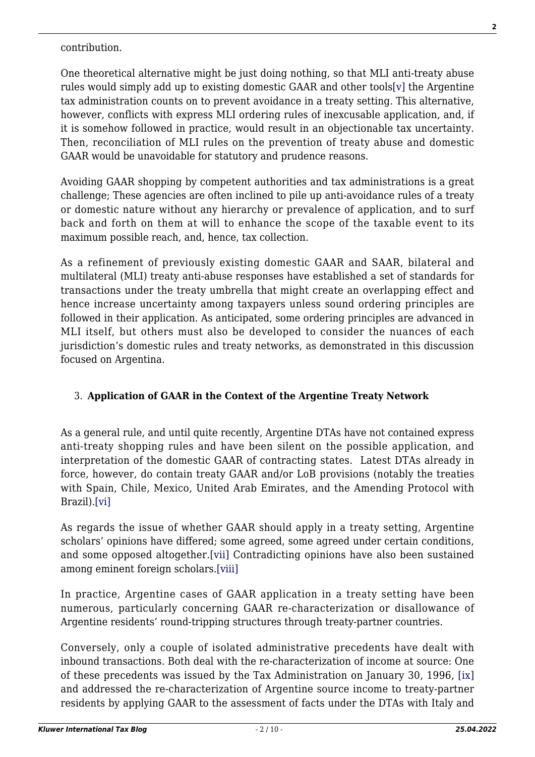contribution.

One theoretical alternative might be just doing nothing, so that MLI anti-treaty abuse rules would simply add up to existing domestic GAAR and other tools[v] the Argentine tax administration counts on to prevent avoidance in a treaty setting. This alternative, however, conflicts with express MLI ordering rules of inexcusable application, and, if it is somehow followed in practice, would result in an objectionable tax uncertainty. Then, reconciliation of MLI rules on the prevention of treaty abuse and domestic GAAR would be unavoidable for statutory and prudence reasons.

Avoiding GAAR shopping by competent authorities and tax administrations is a great challenge; These agencies are often inclined to pile up anti-avoidance rules of a treaty or domestic nature without any hierarchy or prevalence of application, and to surf back and forth on them at will to enhance the scope of the taxable event to its maximum possible reach, and, hence, tax collection.

As a refinement of previously existing domestic GAAR and SAAR, bilateral and multilateral (MLI) treaty anti-abuse responses have established a set of standards for transactions under the treaty umbrella that might create an overlapping effect and hence increase uncertainty among taxpayers unless sound ordering principles are followed in their application. As anticipated, some ordering principles are advanced in MLI itself, but others must also be developed to consider the nuances of each jurisdiction's domestic rules and treaty networks, as demonstrated in this discussion focused on Argentina.

3. **Application of GAAR in the Context of the Argentine Treaty Network**

As a general rule, and until quite recently, Argentine DTAs have not contained express anti-treaty shopping rules and have been silent on the possible application, and interpretation of the domestic GAAR of contracting states. Latest DTAs already in force, however, do contain treaty GAAR and/or LoB provisions (notably the treaties with Spain, Chile, Mexico, United Arab Emirates, and the Amending Protocol with Brazil).[vi]

As regards the issue of whether GAAR should apply in a treaty setting, Argentine scholars' opinions have differed; some agreed, some agreed under certain conditions, and some opposed altogether.[vii] Contradicting opinions have also been sustained among eminent foreign scholars.[viii]

In practice, Argentine cases of GAAR application in a treaty setting have been numerous, particularly concerning GAAR re-characterization or disallowance of Argentine residents' round-tripping structures through treaty-partner countries.

Conversely, only a couple of isolated administrative precedents have dealt with inbound transactions. Both deal with the re-characterization of income at source: One of these precedents was issued by the Tax Administration on January 30, 1996, [ix] and addressed the re-characterization of Argentine source income to treaty-partner residents by applying GAAR to the assessment of facts under the DTAs with Italy and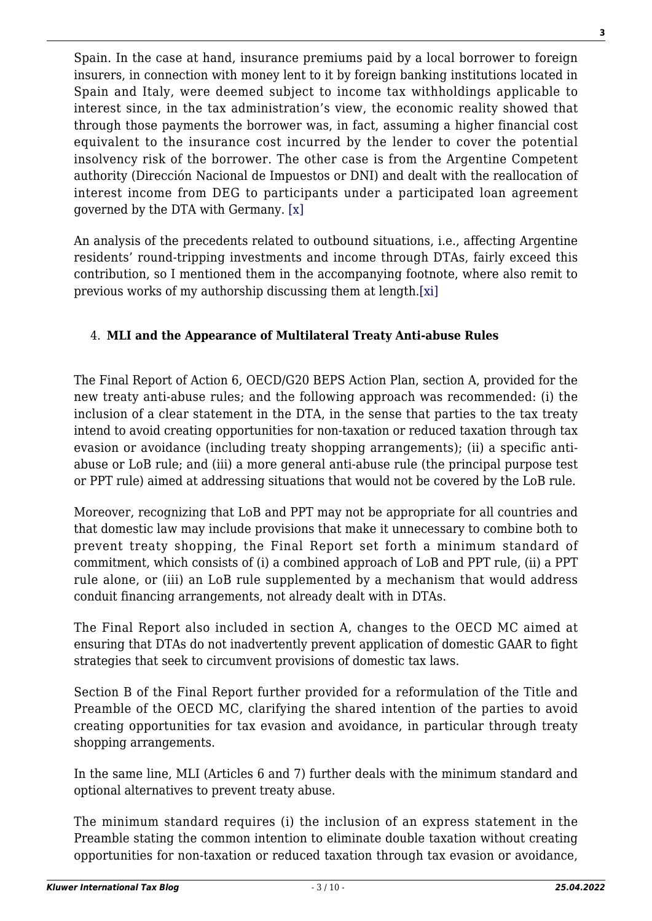Spain. In the case at hand, insurance premiums paid by a local borrower to foreign insurers, in connection with money lent to it by foreign banking institutions located in Spain and Italy, were deemed subject to income tax withholdings applicable to interest since, in the tax administration's view, the economic reality showed that through those payments the borrower was, in fact, assuming a higher financial cost equivalent to the insurance cost incurred by the lender to cover the potential insolvency risk of the borrower. The other case is from the Argentine Competent authority (Dirección Nacional de Impuestos or DNI) and dealt with the reallocation of interest income from DEG to participants under a participated loan agreement governed by the DTA with Germany. [x]

An analysis of the precedents related to outbound situations, i.e., affecting Argentine residents' round-tripping investments and income through DTAs, fairly exceed this contribution, so I mentioned them in the accompanying footnote, where also remit to previous works of my authorship discussing them at length.[xi]

## 4. MLI and the Appearance of Multilateral Treaty Anti-abuse Rules

The Final Report of Action 6, OECD/G20 BEPS Action Plan, section A, provided for the new treaty anti-abuse rules; and the following approach was recommended: (i) the inclusion of a clear statement in the DTA, in the sense that parties to the tax treaty intend to avoid creating opportunities for non-taxation or reduced taxation through tax evasion or avoidance (including treaty shopping arrangements); (ii) a specific anti-abuse or LoB rule; and (iii) a more general anti-abuse rule (the principal purpose test or PPT rule) aimed at addressing situations that would not be covered by the LoB rule.

Moreover, recognizing that LoB and PPT may not be appropriate for all countries and that domestic law may include provisions that make it unnecessary to combine both to prevent treaty shopping, the Final Report set forth a minimum standard of commitment, which consists of (i) a combined approach of LoB and PPT rule, (ii) a PPT rule alone, or (iii) an LoB rule supplemented by a mechanism that would address conduit financing arrangements, not already dealt with in DTAs.

The Final Report also included in section A, changes to the OECD MC aimed at ensuring that DTAs do not inadvertently prevent application of domestic GAAR to fight strategies that seek to circumvent provisions of domestic tax laws.

Section B of the Final Report further provided for a reformulation of the Title and Preamble of the OECD MC, clarifying the shared intention of the parties to avoid creating opportunities for tax evasion and avoidance, in particular through treaty shopping arrangements.

In the same line, MLI (Articles 6 and 7) further deals with the minimum standard and optional alternatives to prevent treaty abuse.

The minimum standard requires (i) the inclusion of an express statement in the Preamble stating the common intention to eliminate double taxation without creating opportunities for non-taxation or reduced taxation through tax evasion or avoidance,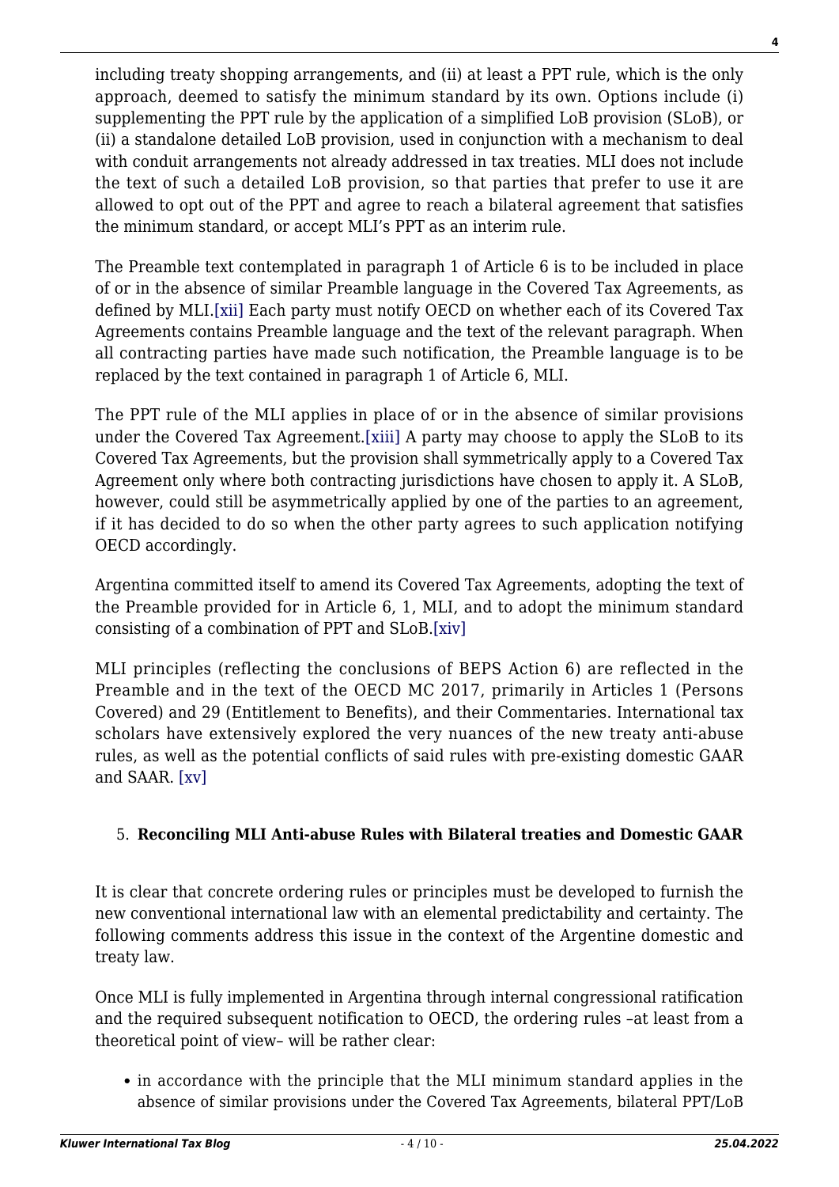including treaty shopping arrangements, and (ii) at least a PPT rule, which is the only approach, deemed to satisfy the minimum standard by its own. Options include (i) supplementing the PPT rule by the application of a simplified LoB provision (SLoB), or (ii) a standalone detailed LoB provision, used in conjunction with a mechanism to deal with conduit arrangements not already addressed in tax treaties. MLI does not include the text of such a detailed LoB provision, so that parties that prefer to use it are allowed to opt out of the PPT and agree to reach a bilateral agreement that satisfies the minimum standard, or accept MLI's PPT as an interim rule.

The Preamble text contemplated in paragraph 1 of Article 6 is to be included in place of or in the absence of similar Preamble language in the Covered Tax Agreements, as defined by MLI.[xii] Each party must notify OECD on whether each of its Covered Tax Agreements contains Preamble language and the text of the relevant paragraph. When all contracting parties have made such notification, the Preamble language is to be replaced by the text contained in paragraph 1 of Article 6, MLI.

The PPT rule of the MLI applies in place of or in the absence of similar provisions under the Covered Tax Agreement.[xiii] A party may choose to apply the SLoB to its Covered Tax Agreements, but the provision shall symmetrically apply to a Covered Tax Agreement only where both contracting jurisdictions have chosen to apply it. A SLoB, however, could still be asymmetrically applied by one of the parties to an agreement, if it has decided to do so when the other party agrees to such application notifying OECD accordingly.

Argentina committed itself to amend its Covered Tax Agreements, adopting the text of the Preamble provided for in Article 6, 1, MLI, and to adopt the minimum standard consisting of a combination of PPT and SLoB.[xiv]

MLI principles (reflecting the conclusions of BEPS Action 6) are reflected in the Preamble and in the text of the OECD MC 2017, primarily in Articles 1 (Persons Covered) and 29 (Entitlement to Benefits), and their Commentaries. International tax scholars have extensively explored the very nuances of the new treaty anti-abuse rules, as well as the potential conflicts of said rules with pre-existing domestic GAAR and SAAR. [xv]

5. **Reconciling MLI Anti-abuse Rules with Bilateral treaties and Domestic GAAR**

It is clear that concrete ordering rules or principles must be developed to furnish the new conventional international law with an elemental predictability and certainty. The following comments address this issue in the context of the Argentine domestic and treaty law.

Once MLI is fully implemented in Argentina through internal congressional ratification and the required subsequent notification to OECD, the ordering rules –at least from a theoretical point of view– will be rather clear:

- in accordance with the principle that the MLI minimum standard applies in the absence of similar provisions under the Covered Tax Agreements, bilateral PPT/LoB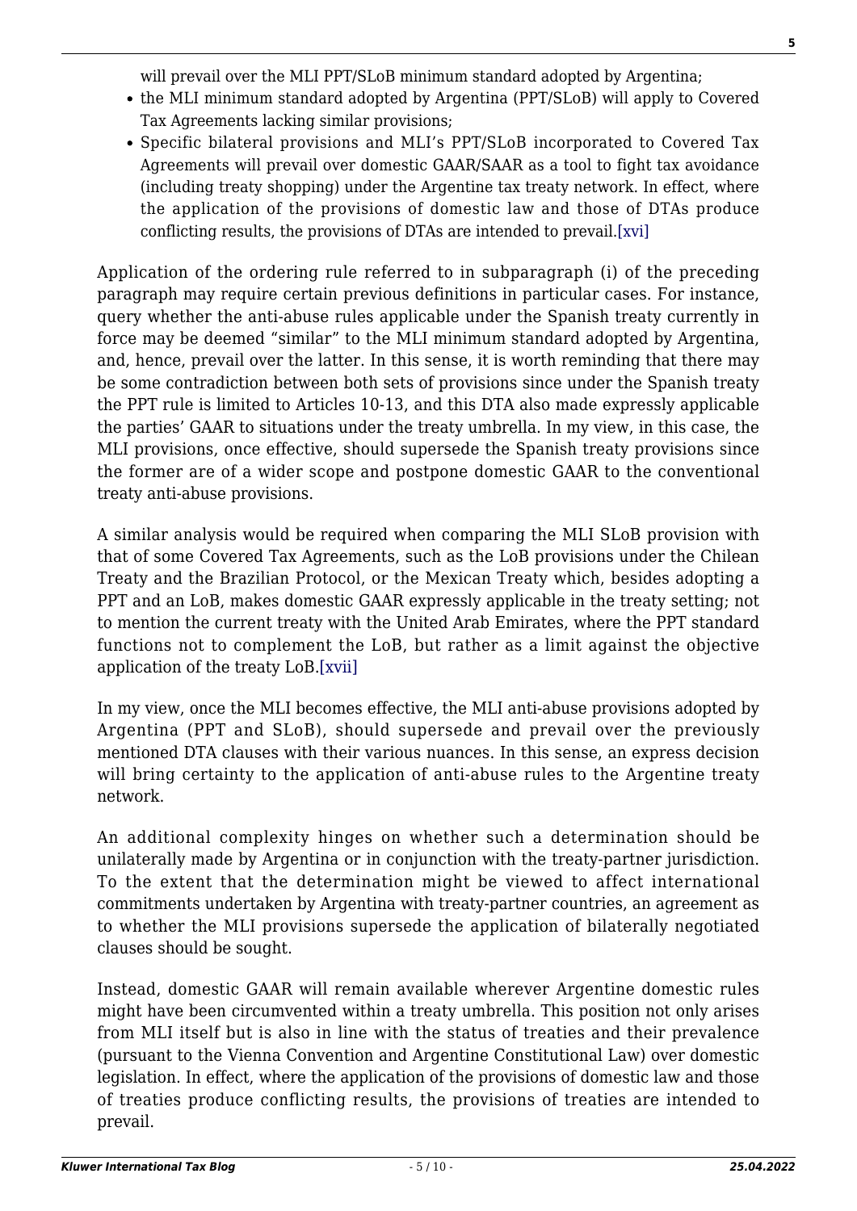will prevail over the MLI PPT/SLoB minimum standard adopted by Argentina;

- the MLI minimum standard adopted by Argentina (PPT/SLoB) will apply to Covered Tax Agreements lacking similar provisions;
- Specific bilateral provisions and MLI's PPT/SLoB incorporated to Covered Tax Agreements will prevail over domestic GAAR/SAAR as a tool to fight tax avoidance (including treaty shopping) under the Argentine tax treaty network. In effect, where the application of the provisions of domestic law and those of DTAs produce conflicting results, the provisions of DTAs are intended to prevail.[xvi]

Application of the ordering rule referred to in subparagraph (i) of the preceding paragraph may require certain previous definitions in particular cases. For instance, query whether the anti-abuse rules applicable under the Spanish treaty currently in force may be deemed "similar" to the MLI minimum standard adopted by Argentina, and, hence, prevail over the latter. In this sense, it is worth reminding that there may be some contradiction between both sets of provisions since under the Spanish treaty the PPT rule is limited to Articles 10-13, and this DTA also made expressly applicable the parties' GAAR to situations under the treaty umbrella. In my view, in this case, the MLI provisions, once effective, should supersede the Spanish treaty provisions since the former are of a wider scope and postpone domestic GAAR to the conventional treaty anti-abuse provisions.

A similar analysis would be required when comparing the MLI SLoB provision with that of some Covered Tax Agreements, such as the LoB provisions under the Chilean Treaty and the Brazilian Protocol, or the Mexican Treaty which, besides adopting a PPT and an LoB, makes domestic GAAR expressly applicable in the treaty setting; not to mention the current treaty with the United Arab Emirates, where the PPT standard functions not to complement the LoB, but rather as a limit against the objective application of the treaty LoB.[xvii]

In my view, once the MLI becomes effective, the MLI anti-abuse provisions adopted by Argentina (PPT and SLoB), should supersede and prevail over the previously mentioned DTA clauses with their various nuances. In this sense, an express decision will bring certainty to the application of anti-abuse rules to the Argentine treaty network.

An additional complexity hinges on whether such a determination should be unilaterally made by Argentina or in conjunction with the treaty-partner jurisdiction. To the extent that the determination might be viewed to affect international commitments undertaken by Argentina with treaty-partner countries, an agreement as to whether the MLI provisions supersede the application of bilaterally negotiated clauses should be sought.

Instead, domestic GAAR will remain available wherever Argentine domestic rules might have been circumvented within a treaty umbrella. This position not only arises from MLI itself but is also in line with the status of treaties and their prevalence (pursuant to the Vienna Convention and Argentine Constitutional Law) over domestic legislation. In effect, where the application of the provisions of domestic law and those of treaties produce conflicting results, the provisions of treaties are intended to prevail.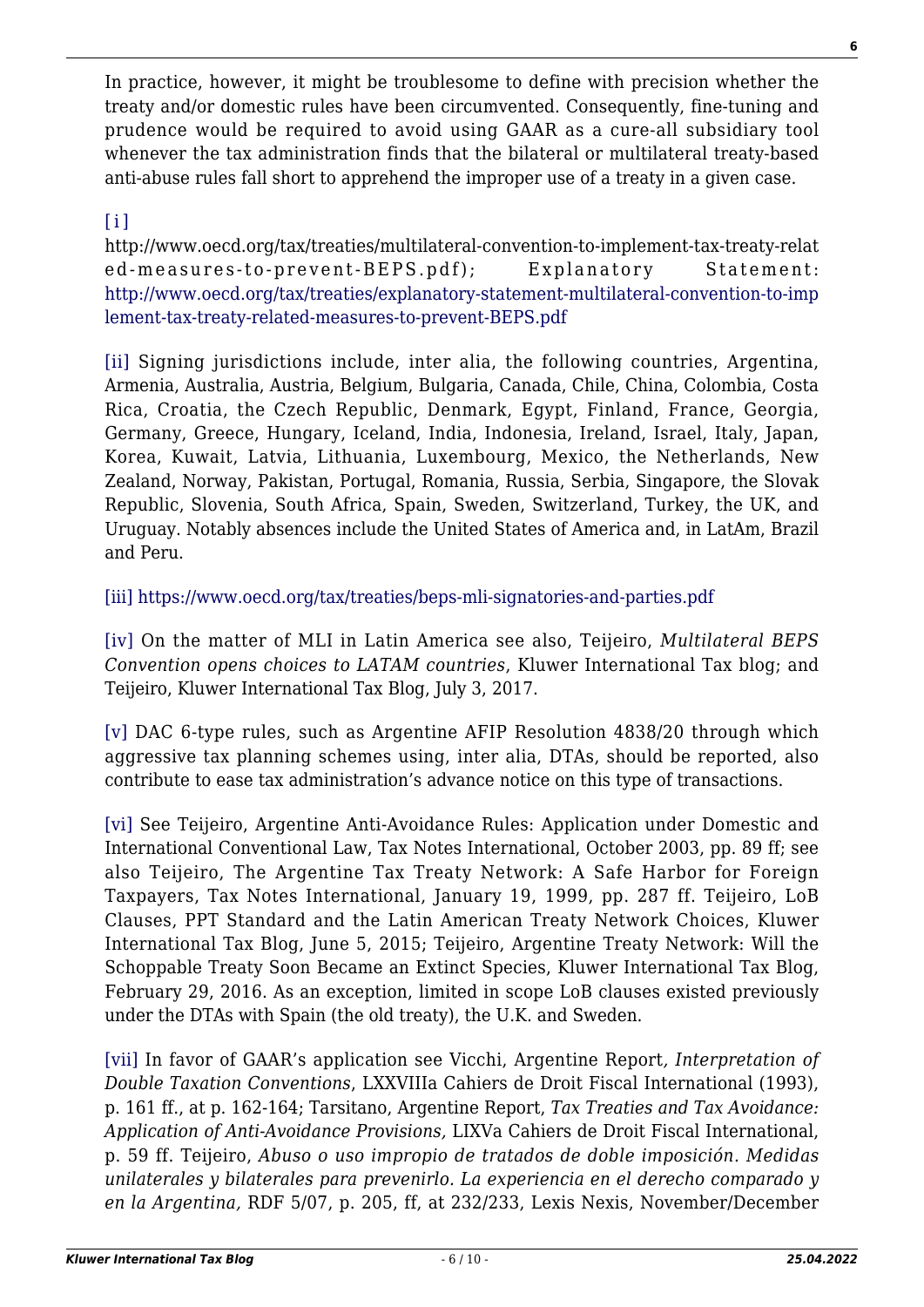In practice, however, it might be troublesome to define with precision whether the treaty and/or domestic rules have been circumvented. Consequently, fine-tuning and prudence would be required to avoid using GAAR as a cure-all subsidiary tool whenever the tax administration finds that the bilateral or multilateral treaty-based anti-abuse rules fall short to apprehend the improper use of a treaty in a given case.

[i] http://www.oecd.org/tax/treaties/multilateral-convention-to-implement-tax-treaty-related-measures-to-prevent-BEPS.pdf); Explanatory Statement: http://www.oecd.org/tax/treaties/explanatory-statement-multilateral-convention-to-implement-tax-treaty-related-measures-to-prevent-BEPS.pdf

[ii] Signing jurisdictions include, inter alia, the following countries, Argentina, Armenia, Australia, Austria, Belgium, Bulgaria, Canada, Chile, China, Colombia, Costa Rica, Croatia, the Czech Republic, Denmark, Egypt, Finland, France, Georgia, Germany, Greece, Hungary, Iceland, India, Indonesia, Ireland, Israel, Italy, Japan, Korea, Kuwait, Latvia, Lithuania, Luxembourg, Mexico, the Netherlands, New Zealand, Norway, Pakistan, Portugal, Romania, Russia, Serbia, Singapore, the Slovak Republic, Slovenia, South Africa, Spain, Sweden, Switzerland, Turkey, the UK, and Uruguay. Notably absences include the United States of America and, in LatAm, Brazil and Peru.

[iii] https://www.oecd.org/tax/treaties/beps-mli-signatories-and-parties.pdf

[iv] On the matter of MLI in Latin America see also, Teijeiro, *Multilateral BEPS Convention opens choices to LATAM countries*, Kluwer International Tax blog; and Teijeiro, Kluwer International Tax Blog, July 3, 2017.

[v] DAC 6-type rules, such as Argentine AFIP Resolution 4838/20 through which aggressive tax planning schemes using, inter alia, DTAs, should be reported, also contribute to ease tax administration's advance notice on this type of transactions.

[vi] See Teijeiro, Argentine Anti-Avoidance Rules: Application under Domestic and International Conventional Law, Tax Notes International, October 2003, pp. 89 ff; see also Teijeiro, The Argentine Tax Treaty Network: A Safe Harbor for Foreign Taxpayers, Tax Notes International, January 19, 1999, pp. 287 ff. Teijeiro, LoB Clauses, PPT Standard and the Latin American Treaty Network Choices, Kluwer International Tax Blog, June 5, 2015; Teijeiro, Argentine Treaty Network: Will the Schoppable Treaty Soon Became an Extinct Species, Kluwer International Tax Blog, February 29, 2016. As an exception, limited in scope LoB clauses existed previously under the DTAs with Spain (the old treaty), the U.K. and Sweden.

[vii] In favor of GAAR's application see Vicchi, Argentine Report*, Interpretation of Double Taxation Conventions*, LXXVIIIa Cahiers de Droit Fiscal International (1993), p. 161 ff., at p. 162-164; Tarsitano, Argentine Report, *Tax Treaties and Tax Avoidance: Application of Anti-Avoidance Provisions,* LIXVa Cahiers de Droit Fiscal International, p. 59 ff. Teijeiro, *Abuso o uso impropio de tratados de doble imposición. Medidas unilaterales y bilaterales para prevenirlo. La experiencia en el derecho comparado y en la Argentina,* RDF 5/07, p. 205, ff, at 232/233, Lexis Nexis, November/December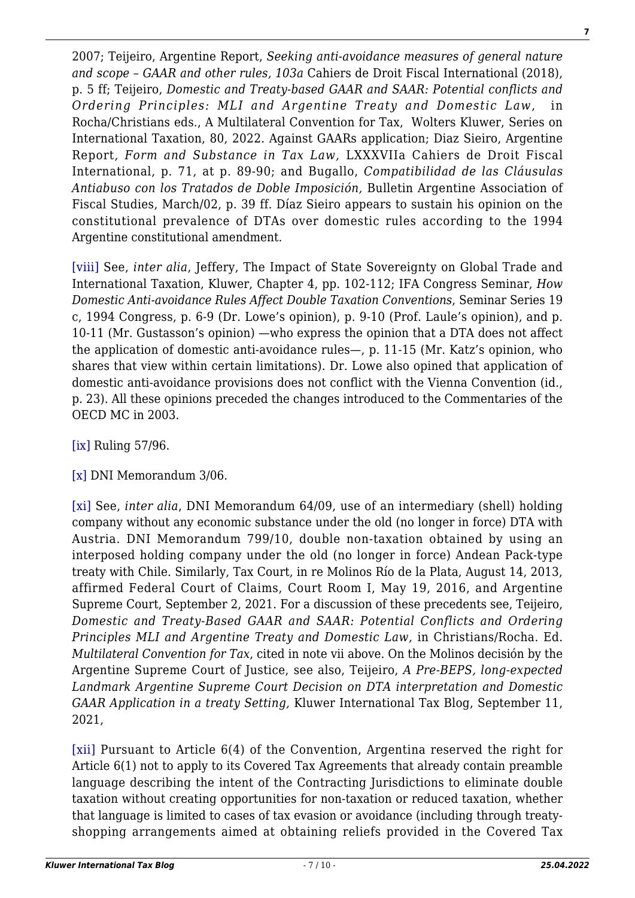2007; Teijeiro, Argentine Report, *Seeking anti-avoidance measures of general nature and scope – GAAR and other rules, 103a* Cahiers de Droit Fiscal International (2018), p. 5 ff; Teijeiro, *Domestic and Treaty-based GAAR and SAAR: Potential conflicts and Ordering Principles: MLI and Argentine Treaty and Domestic Law*, in Rocha/Christians eds., A Multilateral Convention for Tax, Wolters Kluwer, Series on International Taxation, 80, 2022. Against GAARs application; Diaz Sieiro, Argentine Report, *Form and Substance in Tax Law,* LXXXVIIa Cahiers de Droit Fiscal International, p. 71, at p. 89-90; and Bugallo, *Compatibilidad de las Cláusulas Antiabuso con los Tratados de Doble Imposición,* Bulletin Argentine Association of Fiscal Studies, March/02, p. 39 ff. Díaz Sieiro appears to sustain his opinion on the constitutional prevalence of DTAs over domestic rules according to the 1994 Argentine constitutional amendment.

[viii] See, *inter alia*, Jeffery, The Impact of State Sovereignty on Global Trade and International Taxation, Kluwer, Chapter 4, pp. 102-112; IFA Congress Seminar, *How Domestic Anti-avoidance Rules Affect Double Taxation Conventions*, Seminar Series 19 c, 1994 Congress, p. 6-9 (Dr. Lowe's opinion), p. 9-10 (Prof. Laule's opinion), and p. 10-11 (Mr. Gustasson's opinion) —who express the opinion that a DTA does not affect the application of domestic anti-avoidance rules—, p. 11-15 (Mr. Katz's opinion, who shares that view within certain limitations). Dr. Lowe also opined that application of domestic anti-avoidance provisions does not conflict with the Vienna Convention (id., p. 23). All these opinions preceded the changes introduced to the Commentaries of the OECD MC in 2003.

[ix] Ruling 57/96.

[x] DNI Memorandum 3/06.

[xi] See, *inter alia*, DNI Memorandum 64/09, use of an intermediary (shell) holding company without any economic substance under the old (no longer in force) DTA with Austria. DNI Memorandum 799/10, double non-taxation obtained by using an interposed holding company under the old (no longer in force) Andean Pack-type treaty with Chile. Similarly, Tax Court, in re Molinos Río de la Plata, August 14, 2013, affirmed Federal Court of Claims, Court Room I, May 19, 2016, and Argentine Supreme Court, September 2, 2021. For a discussion of these precedents see, Teijeiro, *Domestic and Treaty-Based GAAR and SAAR: Potential Conflicts and Ordering Principles MLI and Argentine Treaty and Domestic Law,* in Christians/Rocha. Ed. *Multilateral Convention for Tax*, cited in note vii above. On the Molinos decisión by the Argentine Supreme Court of Justice, see also, Teijeiro, *A Pre-BEPS, long-expected Landmark Argentine Supreme Court Decision on DTA interpretation and Domestic GAAR Application in a treaty Setting,* Kluwer International Tax Blog, September 11, 2021,

[xii] Pursuant to Article 6(4) of the Convention, Argentina reserved the right for Article 6(1) not to apply to its Covered Tax Agreements that already contain preamble language describing the intent of the Contracting Jurisdictions to eliminate double taxation without creating opportunities for non-taxation or reduced taxation, whether that language is limited to cases of tax evasion or avoidance (including through treaty-shopping arrangements aimed at obtaining reliefs provided in the Covered Tax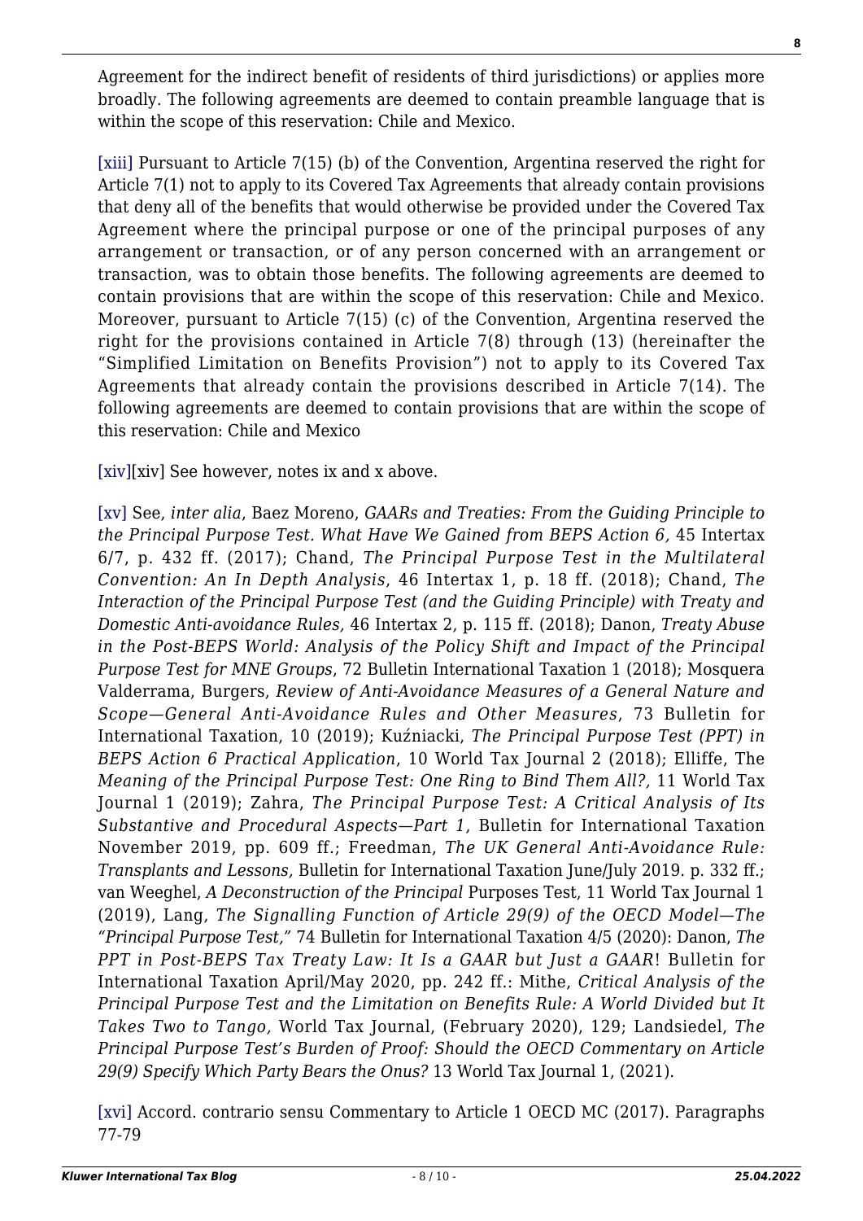Agreement for the indirect benefit of residents of third jurisdictions) or applies more broadly. The following agreements are deemed to contain preamble language that is within the scope of this reservation: Chile and Mexico.

[xiii] Pursuant to Article 7(15) (b) of the Convention, Argentina reserved the right for Article 7(1) not to apply to its Covered Tax Agreements that already contain provisions that deny all of the benefits that would otherwise be provided under the Covered Tax Agreement where the principal purpose or one of the principal purposes of any arrangement or transaction, or of any person concerned with an arrangement or transaction, was to obtain those benefits. The following agreements are deemed to contain provisions that are within the scope of this reservation: Chile and Mexico. Moreover, pursuant to Article 7(15) (c) of the Convention, Argentina reserved the right for the provisions contained in Article 7(8) through (13) (hereinafter the "Simplified Limitation on Benefits Provision") not to apply to its Covered Tax Agreements that already contain the provisions described in Article 7(14). The following agreements are deemed to contain provisions that are within the scope of this reservation: Chile and Mexico

[xiv][xiv] See however, notes ix and x above.

[xv] See, *inter alia*, Baez Moreno, *GAARs and Treaties: From the Guiding Principle to the Principal Purpose Test. What Have We Gained from BEPS Action 6,* 45 Intertax 6/7, p. 432 ff. (2017); Chand, *The Principal Purpose Test in the Multilateral Convention: An In Depth Analysis*, 46 Intertax 1, p. 18 ff. (2018); Chand, *The Interaction of the Principal Purpose Test (and the Guiding Principle) with Treaty and Domestic Anti-avoidance Rules,* 46 Intertax 2, p. 115 ff. (2018); Danon, *Treaty Abuse in the Post-BEPS World: Analysis of the Policy Shift and Impact of the Principal Purpose Test for MNE Groups*, 72 Bulletin International Taxation 1 (2018); Mosquera Valderrama, Burgers, *Review of Anti-Avoidance Measures of a General Nature and Scope—General Anti-Avoidance Rules and Other Measures*, 73 Bulletin for International Taxation, 10 (2019); Kuźniacki, *The Principal Purpose Test (PPT) in BEPS Action 6 Practical Application*, 10 World Tax Journal 2 (2018); Elliffe, The *Meaning of the Principal Purpose Test: One Ring to Bind Them All?,* 11 World Tax Journal 1 (2019); Zahra, *The Principal Purpose Test: A Critical Analysis of Its Substantive and Procedural Aspects—Part 1*, Bulletin for International Taxation November 2019, pp. 609 ff.; Freedman, *The UK General Anti-Avoidance Rule: Transplants and Lessons,* Bulletin for International Taxation June/July 2019. p. 332 ff.; van Weeghel, *A Deconstruction of the Principal* Purposes Test, 11 World Tax Journal 1 (2019), Lang, *The Signalling Function of Article 29(9) of the OECD Model—The "Principal Purpose Test,"* 74 Bulletin for International Taxation 4/5 (2020): Danon, *The PPT in Post-BEPS Tax Treaty Law: It Is a GAAR but Just a GAAR*! Bulletin for International Taxation April/May 2020, pp. 242 ff.: Mithe, *Critical Analysis of the Principal Purpose Test and the Limitation on Benefits Rule: A World Divided but It Takes Two to Tango,* World Tax Journal, (February 2020), 129; Landsiedel, *The Principal Purpose Test's Burden of Proof: Should the OECD Commentary on Article 29(9) Specify Which Party Bears the Onus?* 13 World Tax Journal 1, (2021).

[xvi] Accord. contrario sensu Commentary to Article 1 OECD MC (2017). Paragraphs 77-79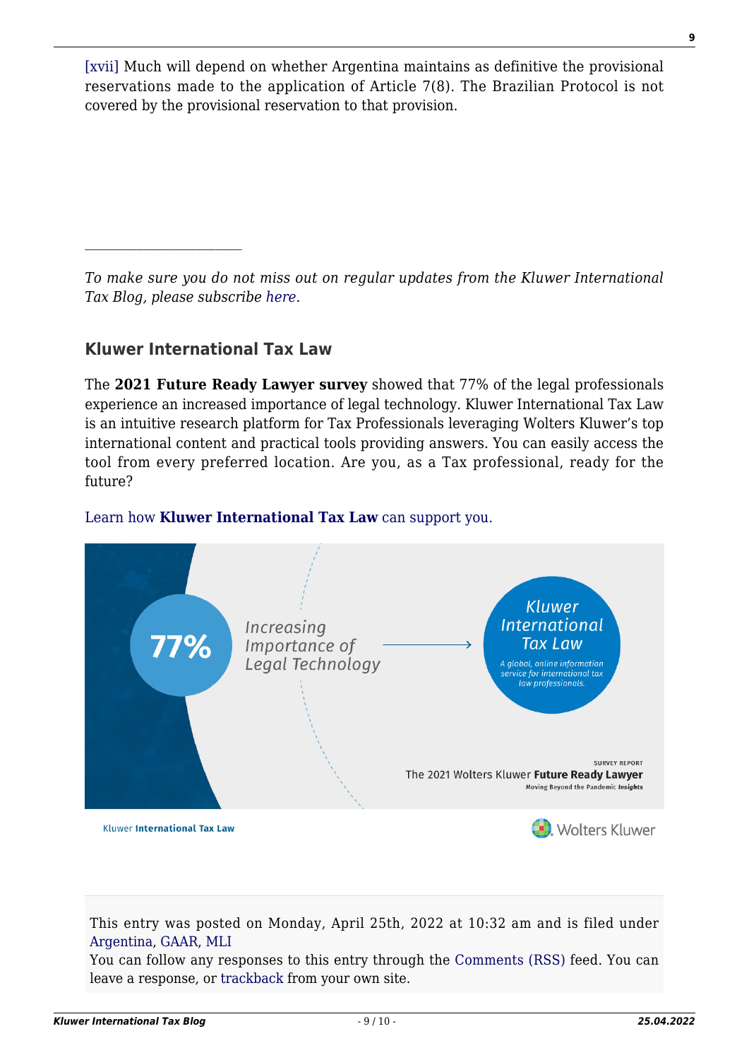[xvii] Much will depend on whether Argentina maintains as definitive the provisional reservations made to the application of Article 7(8). The Brazilian Protocol is not covered by the provisional reservation to that provision.

---

*To make sure you do not miss out on regular updates from the Kluwer International Tax Blog, please subscribe here.*

## Kluwer International Tax Law

The **2021 Future Ready Lawyer survey** showed that 77% of the legal professionals experience an increased importance of legal technology. Kluwer International Tax Law is an intuitive research platform for Tax Professionals leveraging Wolters Kluwer's top international content and practical tools providing answers. You can easily access the tool from every preferred location. Are you, as a Tax professional, ready for the future?

Learn how **Kluwer International Tax Law** can support you.

77%

Increasing Importance of Legal Technology

Kluwer International Tax Law

A global, online information service for international tax law professionals.

SURVEY REPORT

The 2021 Wolters Kluwer **Future Ready Lawyer**

Moving Beyond the Pandemic *Insights*

Kluwer **International Tax Law**

Wolters Kluwer

This entry was posted on Monday, April 25th, 2022 at 10:32 am and is filed under Argentina, GAAR, MLI
You can follow any responses to this entry through the Comments (RSS) feed. You can leave a response, or trackback from your own site.